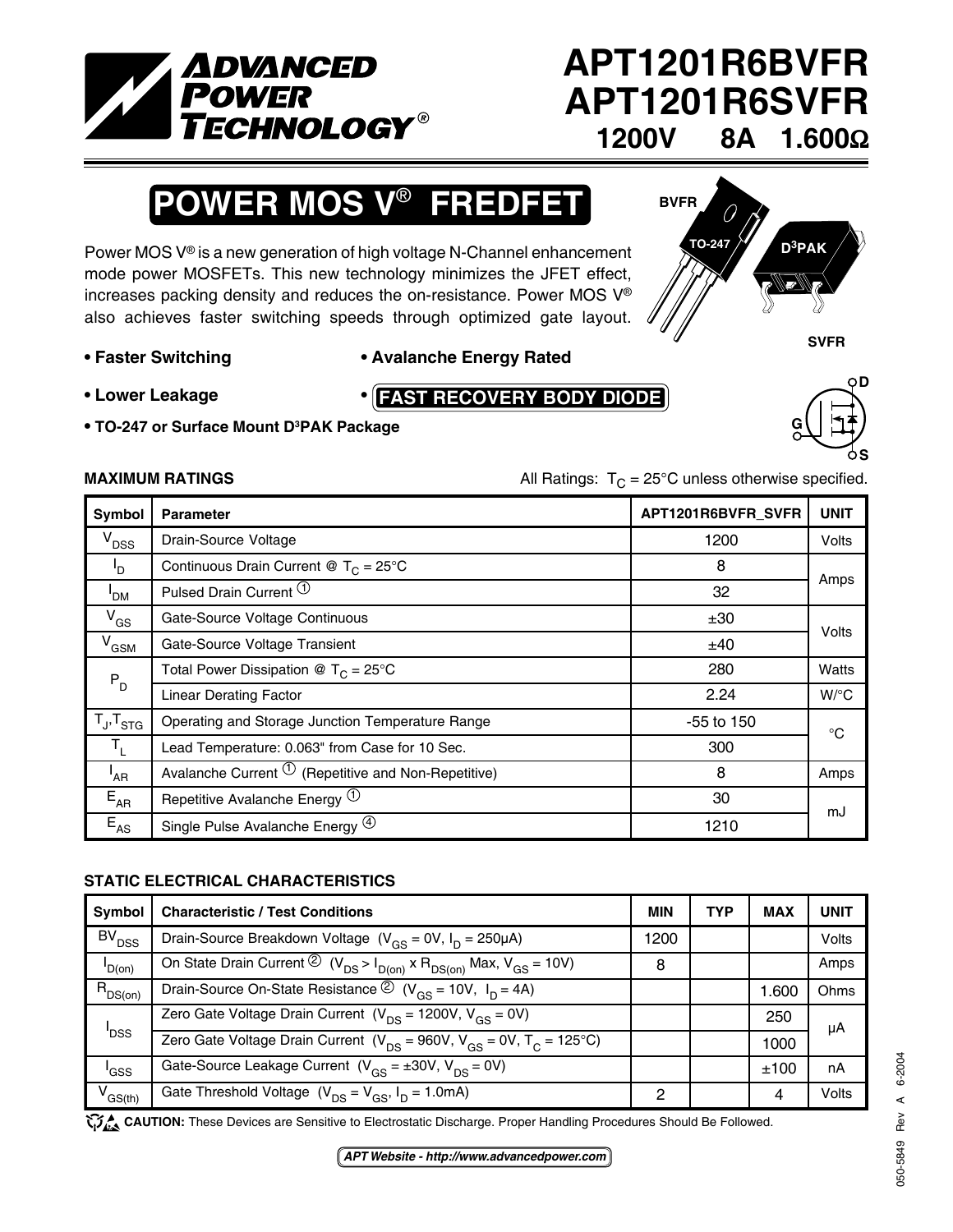# ADVANCED POWER TECHNOLOGY®

# APT1201R6BVFR
# APT1201R6SVFR

**1200V 8A 1.600Ω**

## POWER MOS V® FREDFET

Power MOS V® is a new generation of high voltage N-Channel enhancement mode power MOSFETs. This new technology minimizes the JFET effect, increases packing density and reduces the on-resistance. Power MOS V® also achieves faster switching speeds through optimized gate layout.

BVFR TO-247 D³PAK SVFR

- **Faster Switching**
- **Avalanche Energy Rated**
- **Lower Leakage**
- **FAST RECOVERY BODY DIODE**
- **TO-247 or Surface Mount D³PAK Package**

### MAXIMUM RATINGS

All Ratings: $T_C$ = 25°C unless otherwise specified.

| Symbol | Parameter | APT1201R6BVFR_SVFR | UNIT |
|---|---|---|---|
| $V_{DSS}$ | Drain-Source Voltage | 1200 | Volts |
| $I_D$ | Continuous Drain Current @ $T_C$ = 25°C | 8 | Amps |
| $I_{DM}$ | Pulsed Drain Current ① | 32 | |
| $V_{GS}$ | Gate-Source Voltage Continuous | ±30 | Volts |
| $V_{GSM}$ | Gate-Source Voltage Transient | ±40 | |
| $P_D$ | Total Power Dissipation @ $T_C$ = 25°C | 280 | Watts |
| | Linear Derating Factor | 2.24 | W/°C |
| $T_J$,$T_{STG}$ | Operating and Storage Junction Temperature Range | -55 to 150 | °C |
| $T_L$ | Lead Temperature: 0.063" from Case for 10 Sec. | 300 | |
| $I_{AR}$ | Avalanche Current ① (Repetitive and Non-Repetitive) | 8 | Amps |
| $E_{AR}$ | Repetitive Avalanche Energy ① | 30 | mJ |
| $E_{AS}$ | Single Pulse Avalanche Energy ④ | 1210 | |

### STATIC ELECTRICAL CHARACTERISTICS

| Symbol | Characteristic / Test Conditions | MIN | TYP | MAX | UNIT |
|---|---|---|---|---|---|
| $BV_{DSS}$ | Drain-Source Breakdown Voltage ($V_{GS}$ = 0V, $I_D$ = 250μA) | 1200 | | | Volts |
| $I_{D(on)}$ | On State Drain Current ② ($V_{DS}$ > $I_{D(on)}$ x $R_{DS(on)}$ Max, $V_{GS}$ = 10V) | 8 | | | Amps |
| $R_{DS(on)}$ | Drain-Source On-State Resistance ② ($V_{GS}$ = 10V, $I_D$ = 4A) | | | 1.600 | Ohms |
| $I_{DSS}$ | Zero Gate Voltage Drain Current ($V_{DS}$ = 1200V, $V_{GS}$ = 0V) | | | 250 | μA |
| | Zero Gate Voltage Drain Current ($V_{DS}$ = 960V, $V_{GS}$ = 0V, $T_C$ = 125°C) | | | 1000 | |
| $I_{GSS}$ | Gate-Source Leakage Current ($V_{GS}$ = ±30V, $V_{DS}$ = 0V) | | | ±100 | nA |
| $V_{GS(th)}$ | Gate Threshold Voltage ($V_{DS}$ = $V_{GS}$, $I_D$ = 1.0mA) | 2 | | 4 | Volts |

**CAUTION:** These Devices are Sensitive to Electrostatic Discharge. Proper Handling Procedures Should Be Followed.

*APT Website - http://www.advancedpower.com*

050-5849 Rev A 6-2004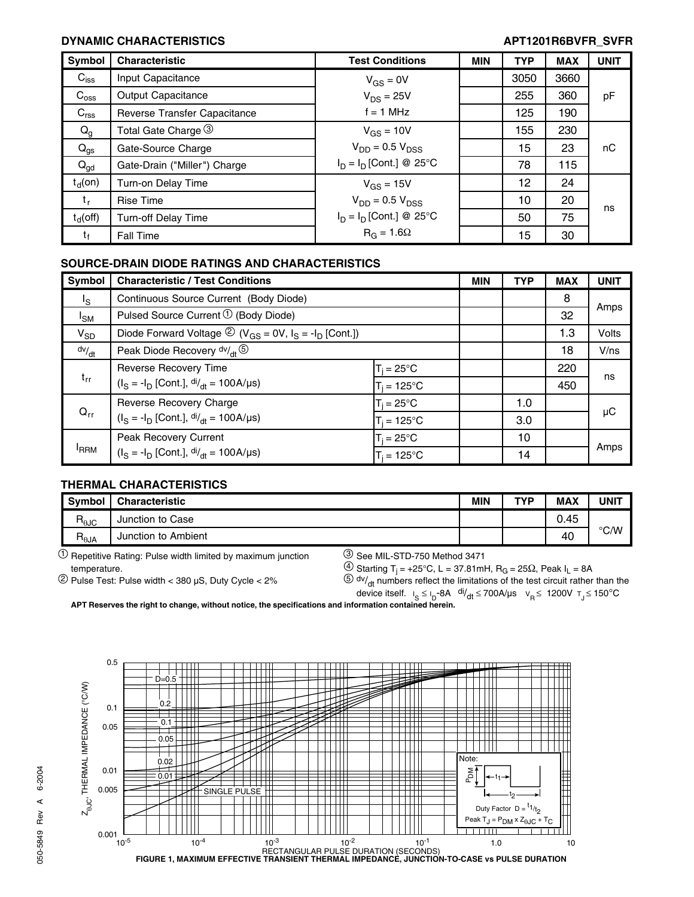## DYNAMIC CHARACTERISTICS

| Symbol | Characteristic | Test Conditions | MIN | TYP | MAX | UNIT |
|---|---|---|---|---|---|---|
| $C_{iss}$ | Input Capacitance | $V_{GS}$ = 0V | | 3050 | 3660 | pF |
| $C_{oss}$ | Output Capacitance | $V_{DS}$ = 25V | | 255 | 360 | |
| $C_{rss}$ | Reverse Transfer Capacitance | f = 1 MHz | | 125 | 190 | |
| $Q_g$ | Total Gate Charge ③ | $V_{GS}$ = 10V | | 155 | 230 | nC |
| $Q_{gs}$ | Gate-Source Charge | $V_{DD}$ = 0.5 $V_{DSS}$ | | 15 | 23 | |
| $Q_{gd}$ | Gate-Drain ("Miller") Charge | $I_D$ = $I_D$ [Cont.] @ 25°C | | 78 | 115 | |
| $t_d$(on) | Turn-on Delay Time | $V_{GS}$ = 15V | | 12 | 24 | ns |
| $t_r$ | Rise Time | $V_{DD}$ = 0.5 $V_{DSS}$ | | 10 | 20 | |
| $t_d$(off) | Turn-off Delay Time | $I_D$ = $I_D$ [Cont.] @ 25°C | | 50 | 75 | |
| $t_f$ | Fall Time | $R_G$ = 1.6Ω | | 15 | 30 | |

## SOURCE-DRAIN DIODE RATINGS AND CHARACTERISTICS

| Symbol | Characteristic / Test Conditions | | MIN | TYP | MAX | UNIT |
|---|---|---|---|---|---|---|
| $I_S$ | Continuous Source Current (Body Diode) | | | | 8 | Amps |
| $I_{SM}$ | Pulsed Source Current ① (Body Diode) | | | | 32 | |
| $V_{SD}$ | Diode Forward Voltage ② ($V_{GS}$ = 0V, $I_S$ = -$I_D$ [Cont.]) | | | | 1.3 | Volts |
| $^{dv}/_{dt}$ | Peak Diode Recovery $^{dv}/_{dt}$ ⑤ | | | | 18 | V/ns |
| $t_{rr}$ | Reverse Recovery Time ($I_S$ = -$I_D$ [Cont.], $^{di}/_{dt}$ = 100A/µs) | $T_j$ = 25°C | | | 220 | ns |
| | | $T_j$ = 125°C | | | 450 | |
| $Q_{rr}$ | Reverse Recovery Charge ($I_S$ = -$I_D$ [Cont.], $^{di}/_{dt}$ = 100A/µs) | $T_j$ = 25°C | | 1.0 | | µC |
| | | $T_j$ = 125°C | | 3.0 | | |
| $I_{RRM}$ | Peak Recovery Current ($I_S$ = -$I_D$ [Cont.], $^{di}/_{dt}$ = 100A/µs) | $T_j$ = 25°C | | 10 | | Amps |
| | | $T_j$ = 125°C | | 14 | | |

## THERMAL CHARACTERISTICS

| Symbol | Characteristic | MIN | TYP | MAX | UNIT |
|---|---|---|---|---|---|
| $R_{\theta JC}$ | Junction to Case | | | 0.45 | °C/W |
| $R_{\theta JA}$ | Junction to Ambient | | | 40 | |

① Repetitive Rating: Pulse width limited by maximum junction temperature.

② Pulse Test: Pulse width < 380 µS, Duty Cycle < 2%

③ See MIL-STD-750 Method 3471

④ Starting $T_j$ = +25°C, L = 37.81mH, $R_G$ = 25Ω, Peak $I_L$ = 8A

⑤ $^{dv}/_{dt}$ numbers reflect the limitations of the test circuit rather than the device itself. $I_S \leq I_D$-8A $^{di}/_{dt} \leq$ 700A/µs $V_R \leq$ 1200V $T_J \leq$ 150°C

**APT Reserves the right to change, without notice, the specifications and information contained herein.**

FIGURE 1, MAXIMUM EFFECTIVE TRANSIENT THERMAL IMPEDANCE, JUNCTION-TO-CASE vs PULSE DURATION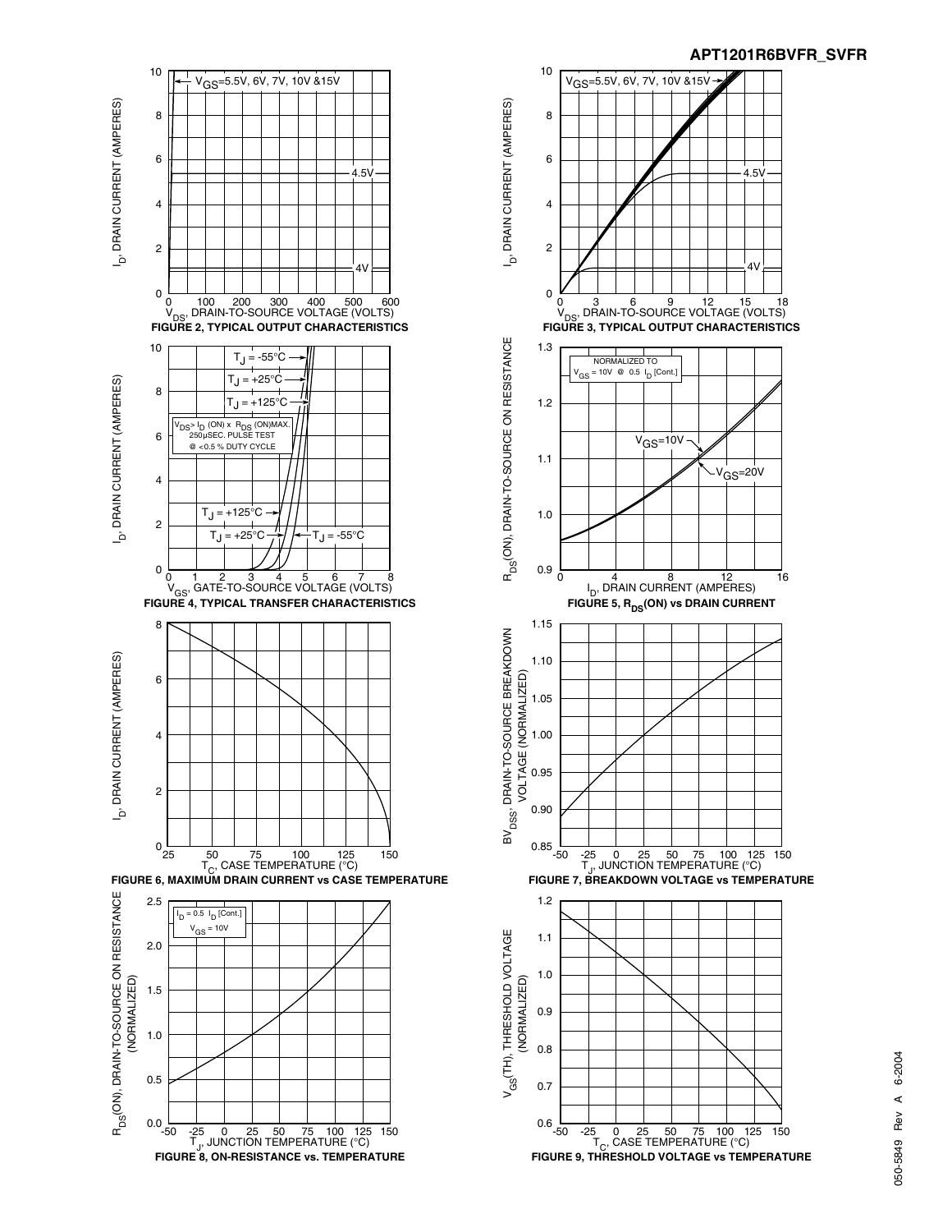FIGURE 2, TYPICAL OUTPUT CHARACTERISTICS

FIGURE 3, TYPICAL OUTPUT CHARACTERISTICS

FIGURE 4, TYPICAL TRANSFER CHARACTERISTICS

FIGURE 5, $R_{DS}$(ON) vs DRAIN CURRENT

FIGURE 6, MAXIMUM DRAIN CURRENT vs CASE TEMPERATURE

FIGURE 7, BREAKDOWN VOLTAGE vs TEMPERATURE

FIGURE 8, ON-RESISTANCE vs. TEMPERATURE

FIGURE 9, THRESHOLD VOLTAGE vs TEMPERATURE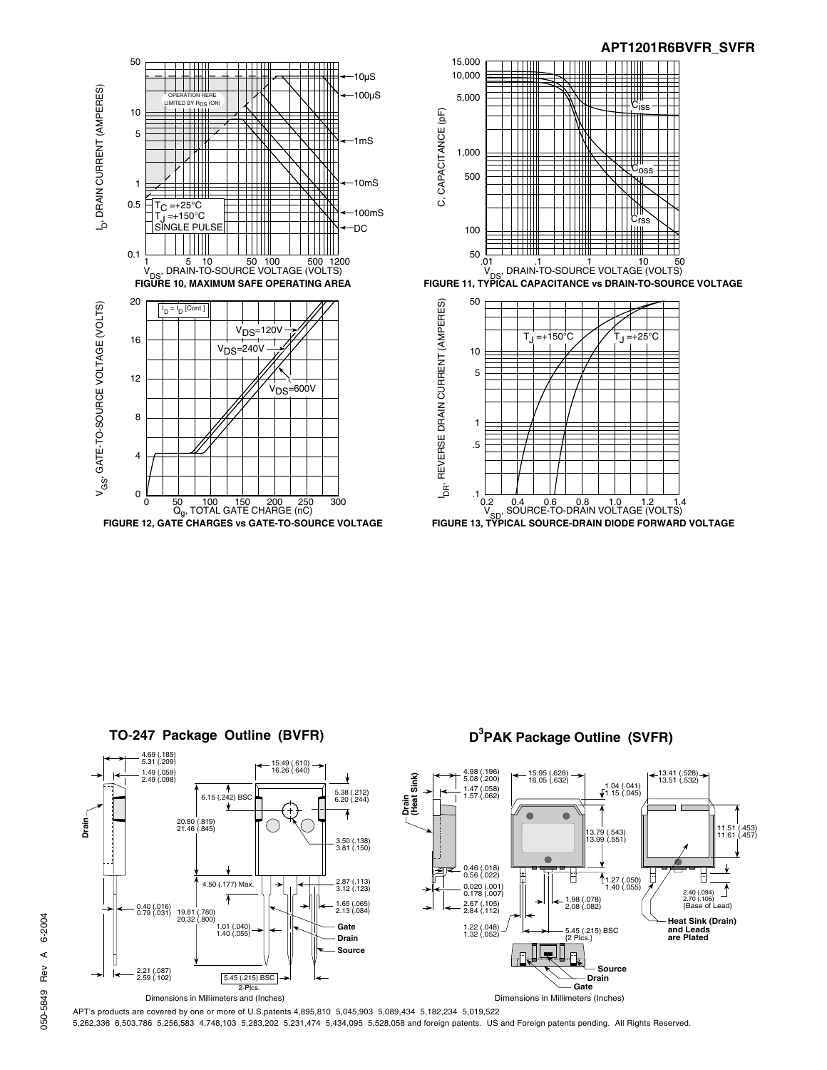$I_D$, DRAIN CURRENT (AMPERES)

50
10
5
1
0.5
0.1

OPERATION HERE LIMITED BY $R_{DS}$ (ON)

$T_C$ =+25°C
$T_J$ =+150°C
SINGLE PULSE

10μS
100μS
1mS
10mS
100mS
DC

1 5 10 50 100 500 1200

$V_{DS}$, DRAIN-TO-SOURCE VOLTAGE (VOLTS)

**FIGURE 10, MAXIMUM SAFE OPERATING AREA**

C, CAPACITANCE (pF)

15,000
10,000
5,000
1,000
500
100
50

$C_{iss}$
$C_{oss}$
$C_{rss}$

.01 .1 1 10 50

$V_{DS}$, DRAIN-TO-SOURCE VOLTAGE (VOLTS)

**FIGURE 11, TYPICAL CAPACITANCE vs DRAIN-TO-SOURCE VOLTAGE**

$V_{GS}$, GATE-TO-SOURCE VOLTAGE (VOLTS)

20
16
12
8
4
0

$I_D$ = $I_D$ [Cont.]

$V_{DS}$=120V
$V_{DS}$=240V
$V_{DS}$=600V

0 50 100 150 200 250 300

$Q_g$, TOTAL GATE CHARGE (nC)

**FIGURE 12, GATE CHARGES vs GATE-TO-SOURCE VOLTAGE**

$I_{DR}$, REVERSE DRAIN CURRENT (AMPERES)

50
10
5
1
.5
.1

$T_J$ =+150°C
$T_J$ =+25°C

0.2 0.4 0.6 0.8 1.0 1.2 1.4

$V_{SD}$, SOURCE-TO-DRAIN VOLTAGE (VOLTS)

**FIGURE 13, TYPICAL SOURCE-DRAIN DIODE FORWARD VOLTAGE**

## TO-247 Package Outline (BVFR)

4.69 (.185)
5.31 (.209)
1.49 (.059)
2.49 (.098)
15.49 (.610)
16.26 (.640)
5.38 (.212)
6.20 (.244)
6.15 (.242) BSC
20.80 (.819)
21.46 (.845)
3.50 (.138)
3.81 (.150)
4.50 (.177) Max.
2.87 (.113)
3.12 (.123)
1.65 (.065)
2.13 (.084)
0.40 (.016)
0.79 (.031)
19.81 (.780)
20.32 (.800)
1.01 (.040)
1.40 (.055)
2.21 (.087)
2.59 (.102)
5.45 (.215) BSC
2-Plcs.

Drain
Gate
Drain
Source

Dimensions in Millimeters and (Inches)

## D[3]PAK Package Outline (SVFR)

4.98 (.196)
5.08 (.200)
1.47 (.058)
1.57 (.062)
15.95 (.628)
16.05 (.632)
1.04 (.041)
1.15 (.045)
13.41 (.528)
13.51 (.532)
Drain (Heat Sink)
13.79 (.543)
13.99 (.551)
11.51 (.453)
11.61 (.457)
0.46 (.018)
0.56 (.022)
0.020 (.001)
0.178 (.007)
2.67 (.105)
2.84 (.112)
1.27 (.050)
1.40 (.055)
1.98 (.078)
2.08 (.082)
2.40 (.094)
2.70 (.106)
(Base of Lead)
1.22 (.048)
1.32 (.052)
5.45 (.215) BSC
{2 Plcs.}

Heat Sink (Drain) and Leads are Plated

Source
Drain
Gate

Dimensions in Millimeters (Inches)

APT's products are covered by one or more of U.S.patents 4,895,810 5,045,903 5,089,434 5,182,234 5,019,522
5,262,336 6,503,786 5,256,583 4,748,103 5,283,202 5,231,474 5,434,095 5,528,058 and foreign patents. US and Foreign patents pending. All Rights Reserved.